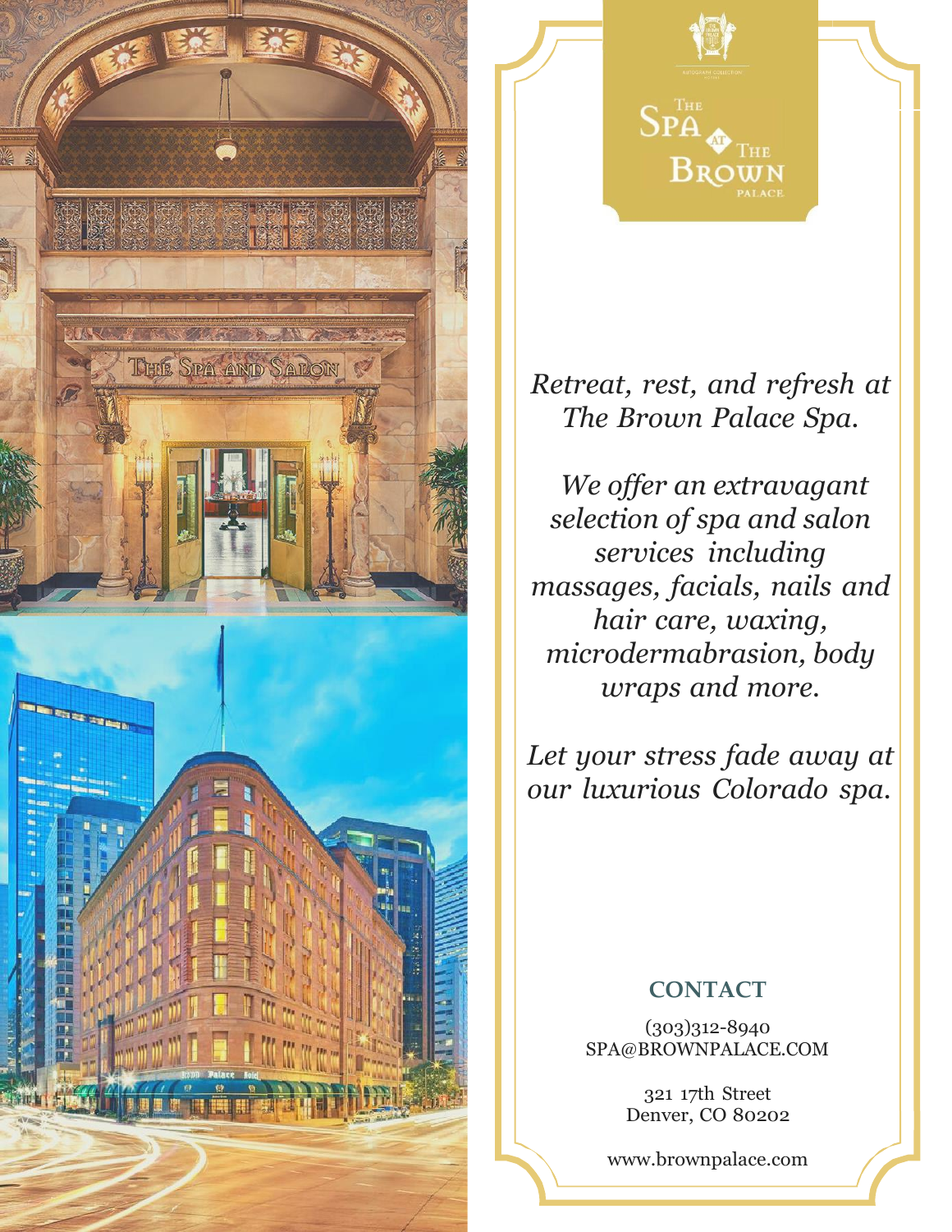# The Spa at The Brown Palace

*Retreat, rest, and refresh at The Brown Palace Spa.*

*We offer an extravagant selection of spa and salon services including massages, facials, nails and hair care, waxing, microdermabrasion, body wraps and more.*

*Let your stress fade away at our luxurious Colorado spa.*

## CONTACT

(303)312-8940
SPA@BROWNPALACE.COM

321 17th Street
Denver, CO 80202

www.brownpalace.com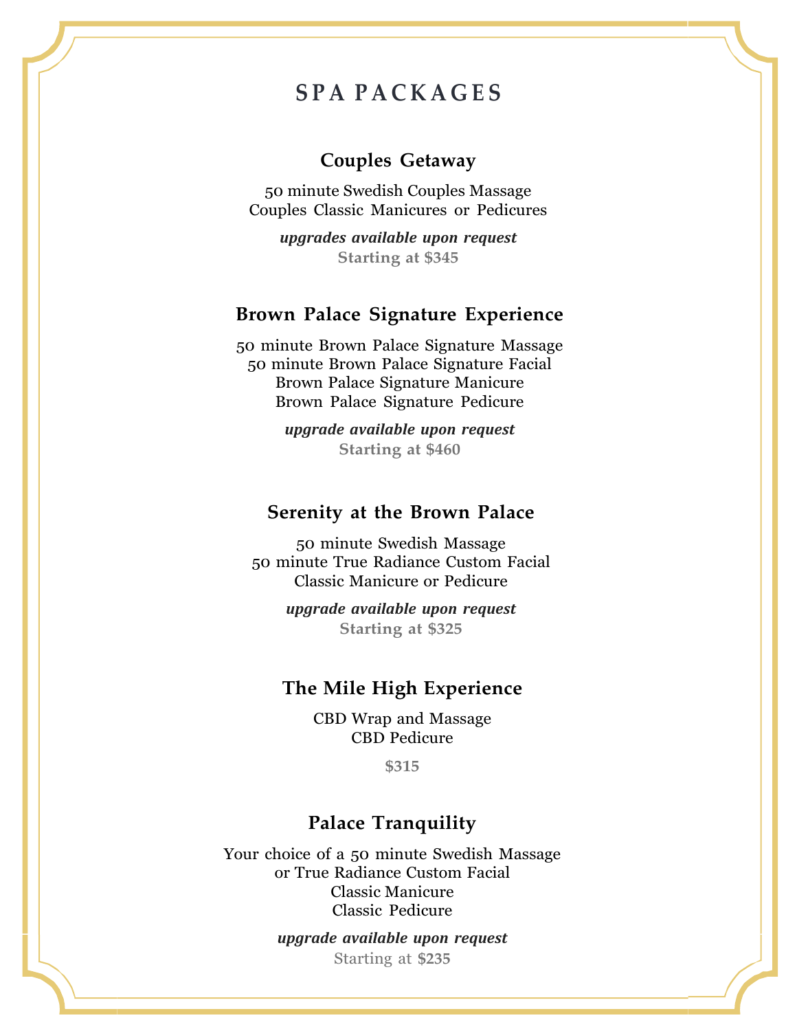# SPA PACKAGES

## Couples Getaway

50 minute Swedish Couples Massage
Couples Classic Manicures or Pedicures

***upgrades available upon request***
**Starting at $345**

## Brown Palace Signature Experience

50 minute Brown Palace Signature Massage
50 minute Brown Palace Signature Facial
Brown Palace Signature Manicure
Brown Palace Signature Pedicure

***upgrade available upon request***
**Starting at $460**

## Serenity at the Brown Palace

50 minute Swedish Massage
50 minute True Radiance Custom Facial
Classic Manicure or Pedicure

***upgrade available upon request***
**Starting at $325**

## The Mile High Experience

CBD Wrap and Massage
CBD Pedicure

**$315**

## Palace Tranquility

Your choice of a 50 minute Swedish Massage
or True Radiance Custom Facial
Classic Manicure
Classic Pedicure

***upgrade available upon request***
Starting at **$235**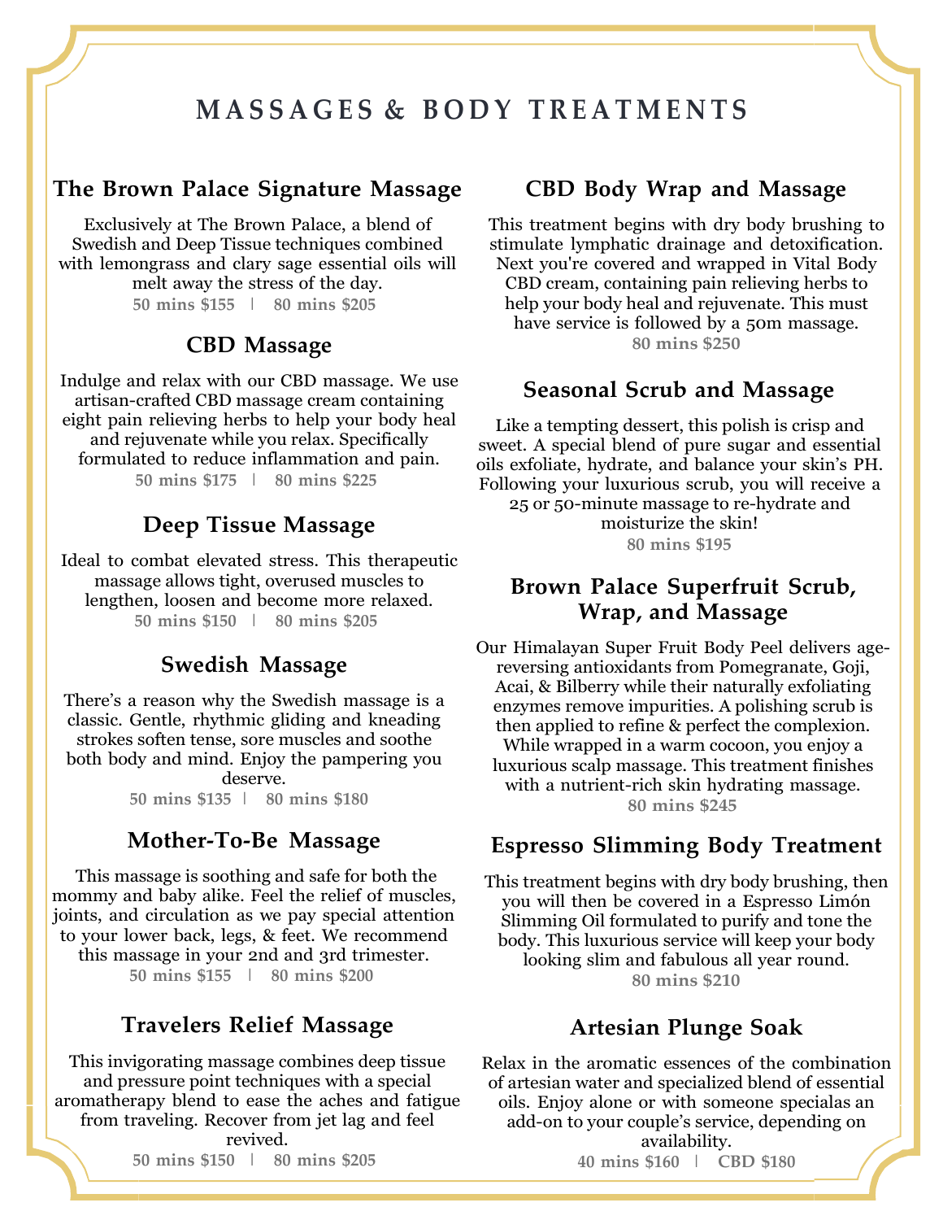# MASSAGES & BODY TREATMENTS

### The Brown Palace Signature Massage

Exclusively at The Brown Palace, a blend of Swedish and Deep Tissue techniques combined with lemongrass and clary sage essential oils will melt away the stress of the day.

**50 mins $155 | 80 mins $205**

### CBD Massage

Indulge and relax with our CBD massage. We use artisan-crafted CBD massage cream containing eight pain relieving herbs to help your body heal and rejuvenate while you relax. Specifically formulated to reduce inflammation and pain.

**50 mins $175 | 80 mins $225**

### Deep Tissue Massage

Ideal to combat elevated stress. This therapeutic massage allows tight, overused muscles to lengthen, loosen and become more relaxed.

**50 mins $150 | 80 mins $205**

### Swedish Massage

There's a reason why the Swedish massage is a classic. Gentle, rhythmic gliding and kneading strokes soften tense, sore muscles and soothe both body and mind. Enjoy the pampering you deserve.

**50 mins $135 | 80 mins $180**

### Mother-To-Be Massage

This massage is soothing and safe for both the mommy and baby alike. Feel the relief of muscles, joints, and circulation as we pay special attention to your lower back, legs, & feet. We recommend this massage in your 2nd and 3rd trimester.

**50 mins $155 | 80 mins $200**

### Travelers Relief Massage

This invigorating massage combines deep tissue and pressure point techniques with a special aromatherapy blend to ease the aches and fatigue from traveling. Recover from jet lag and feel revived.

**50 mins $150 | 80 mins $205**

### CBD Body Wrap and Massage

This treatment begins with dry body brushing to stimulate lymphatic drainage and detoxification. Next you're covered and wrapped in Vital Body CBD cream, containing pain relieving herbs to help your body heal and rejuvenate. This must have service is followed by a 50m massage.

**80 mins $250**

### Seasonal Scrub and Massage

Like a tempting dessert, this polish is crisp and sweet. A special blend of pure sugar and essential oils exfoliate, hydrate, and balance your skin's PH. Following your luxurious scrub, you will receive a 25 or 50-minute massage to re-hydrate and moisturize the skin!

**80 mins $195**

### Brown Palace Superfruit Scrub, Wrap, and Massage

Our Himalayan Super Fruit Body Peel delivers age-reversing antioxidants from Pomegranate, Goji, Acai, & Bilberry while their naturally exfoliating enzymes remove impurities. A polishing scrub is then applied to refine & perfect the complexion. While wrapped in a warm cocoon, you enjoy a luxurious scalp massage. This treatment finishes with a nutrient-rich skin hydrating massage.

**80 mins $245**

### Espresso Slimming Body Treatment

This treatment begins with dry body brushing, then you will then be covered in a Espresso Limón Slimming Oil formulated to purify and tone the body. This luxurious service will keep your body looking slim and fabulous all year round.

**80 mins $210**

### Artesian Plunge Soak

Relax in the aromatic essences of the combination of artesian water and specialized blend of essential oils. Enjoy alone or with someone specialas an add-on to your couple's service, depending on availability.

**40 mins $160 | CBD $180**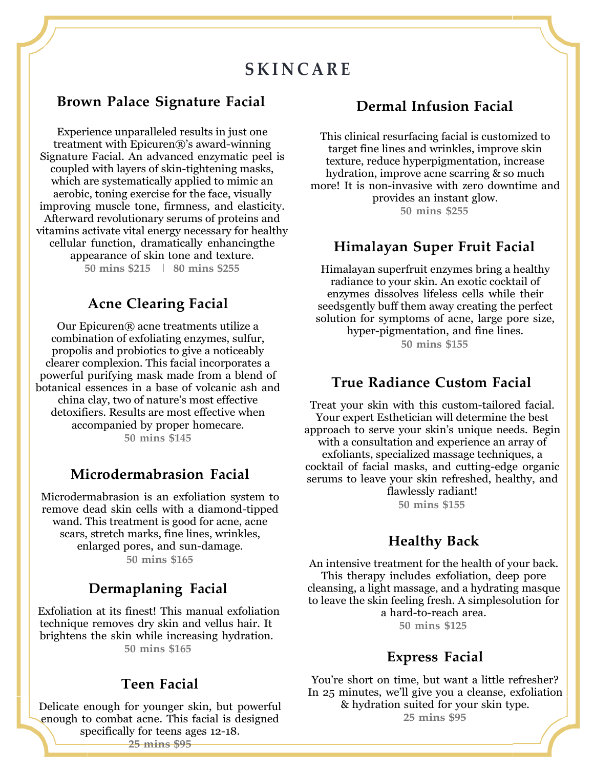# SKINCARE

## Brown Palace Signature Facial

Experience unparalleled results in just one treatment with Epicuren®'s award-winning Signature Facial. An advanced enzymatic peel is coupled with layers of skin-tightening masks, which are systematically applied to mimic an aerobic, toning exercise for the face, visually improving muscle tone, firmness, and elasticity. Afterward revolutionary serums of proteins and vitamins activate vital energy necessary for healthy cellular function, dramatically enhancingthe appearance of skin tone and texture.

**50 mins $215 | 80 mins $255**

## Acne Clearing Facial

Our Epicuren® acne treatments utilize a combination of exfoliating enzymes, sulfur, propolis and probiotics to give a noticeably clearer complexion. This facial incorporates a powerful purifying mask made from a blend of botanical essences in a base of volcanic ash and china clay, two of nature's most effective detoxifiers. Results are most effective when accompanied by proper homecare.

**50 mins $145**

## Microdermabrasion Facial

Microdermabrasion is an exfoliation system to remove dead skin cells with a diamond-tipped wand. This treatment is good for acne, acne scars, stretch marks, fine lines, wrinkles, enlarged pores, and sun-damage.

**50 mins $165**

## Dermaplaning Facial

Exfoliation at its finest! This manual exfoliation technique removes dry skin and vellus hair. It brightens the skin while increasing hydration.

**50 mins $165**

## Teen Facial

Delicate enough for younger skin, but powerful enough to combat acne. This facial is designed specifically for teens ages 12-18.

**25 mins $95**

## Dermal Infusion Facial

This clinical resurfacing facial is customized to target fine lines and wrinkles, improve skin texture, reduce hyperpigmentation, increase hydration, improve acne scarring & so much more! It is non-invasive with zero downtime and provides an instant glow.

**50 mins $255**

## Himalayan Super Fruit Facial

Himalayan superfruit enzymes bring a healthy radiance to your skin. An exotic cocktail of enzymes dissolves lifeless cells while their seedsgently buff them away creating the perfect solution for symptoms of acne, large pore size, hyper-pigmentation, and fine lines.

**50 mins $155**

## True Radiance Custom Facial

Treat your skin with this custom-tailored facial. Your expert Esthetician will determine the best approach to serve your skin's unique needs. Begin with a consultation and experience an array of exfoliants, specialized massage techniques, a cocktail of facial masks, and cutting-edge organic serums to leave your skin refreshed, healthy, and flawlessly radiant!

**50 mins $155**

## Healthy Back

An intensive treatment for the health of your back. This therapy includes exfoliation, deep pore cleansing, a light massage, and a hydrating masque to leave the skin feeling fresh. A simplesolution for a hard-to-reach area.

**50 mins $125**

## Express Facial

You're short on time, but want a little refresher? In 25 minutes, we'll give you a cleanse, exfoliation & hydration suited for your skin type.

**25 mins $95**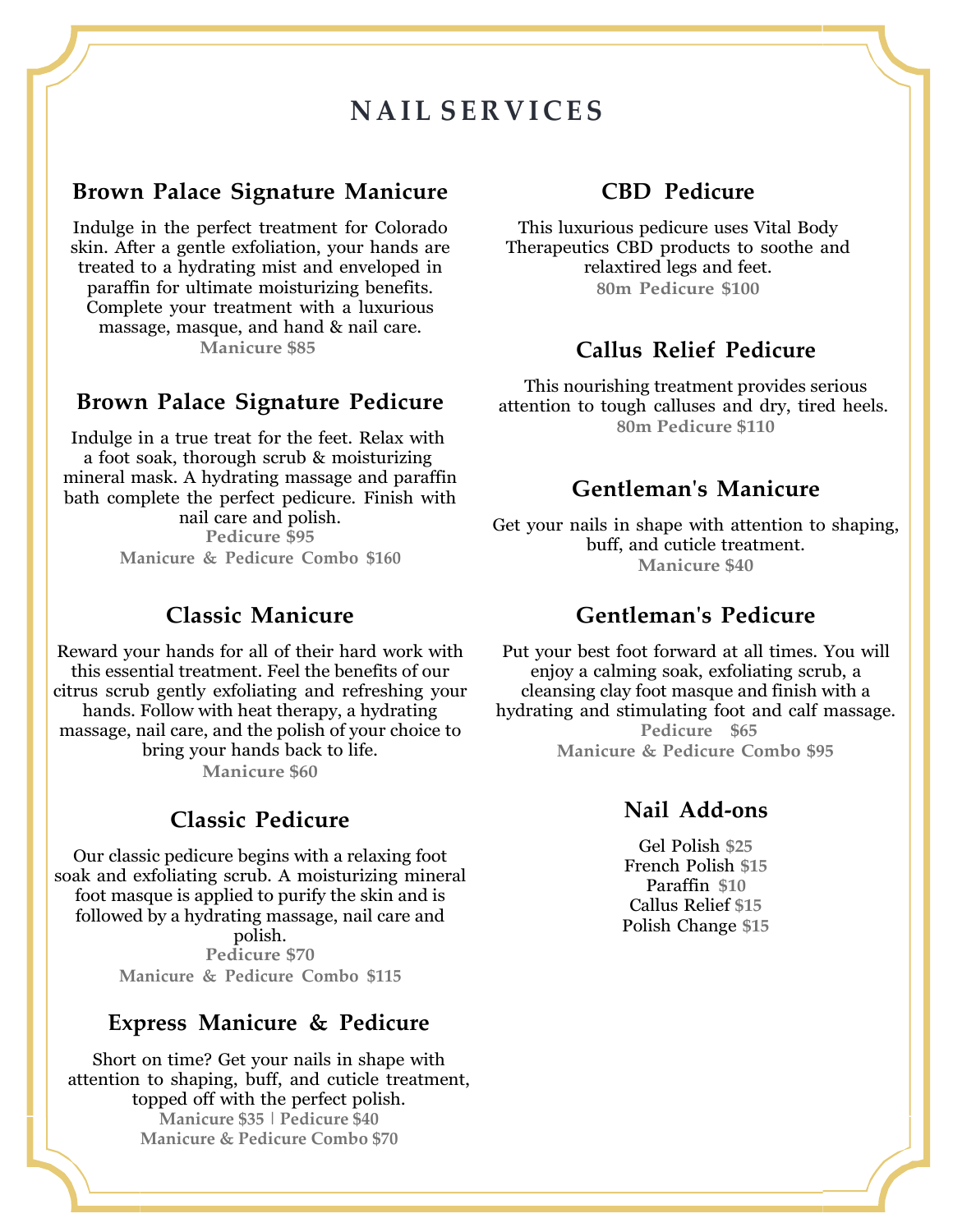# NAIL SERVICES

## Brown Palace Signature Manicure

Indulge in the perfect treatment for Colorado skin. After a gentle exfoliation, your hands are treated to a hydrating mist and enveloped in paraffin for ultimate moisturizing benefits. Complete your treatment with a luxurious massage, masque, and hand & nail care.

**Manicure $85**

## Brown Palace Signature Pedicure

Indulge in a true treat for the feet. Relax with a foot soak, thorough scrub & moisturizing mineral mask. A hydrating massage and paraffin bath complete the perfect pedicure. Finish with nail care and polish.

**Pedicure $95**
**Manicure & Pedicure Combo $160**

## Classic Manicure

Reward your hands for all of their hard work with this essential treatment. Feel the benefits of our citrus scrub gently exfoliating and refreshing your hands. Follow with heat therapy, a hydrating massage, nail care, and the polish of your choice to bring your hands back to life.

**Manicure $60**

## Classic Pedicure

Our classic pedicure begins with a relaxing foot soak and exfoliating scrub. A moisturizing mineral foot masque is applied to purify the skin and is followed by a hydrating massage, nail care and polish.

**Pedicure $70**
**Manicure & Pedicure Combo $115**

## Express Manicure & Pedicure

Short on time? Get your nails in shape with attention to shaping, buff, and cuticle treatment, topped off with the perfect polish.

**Manicure $35 | Pedicure $40**
**Manicure & Pedicure Combo $70**

## CBD Pedicure

This luxurious pedicure uses Vital Body Therapeutics CBD products to soothe and relaxtired legs and feet.

**80m Pedicure $100**

## Callus Relief Pedicure

This nourishing treatment provides serious attention to tough calluses and dry, tired heels.

**80m Pedicure $110**

## Gentleman's Manicure

Get your nails in shape with attention to shaping, buff, and cuticle treatment.

**Manicure $40**

## Gentleman's Pedicure

Put your best foot forward at all times. You will enjoy a calming soak, exfoliating scrub, a cleansing clay foot masque and finish with a hydrating and stimulating foot and calf massage.

**Pedicure $65**
**Manicure & Pedicure Combo $95**

## Nail Add-ons

Gel Polish **$25**
French Polish **$15**
Paraffin **$10**
Callus Relief **$15**
Polish Change **$15**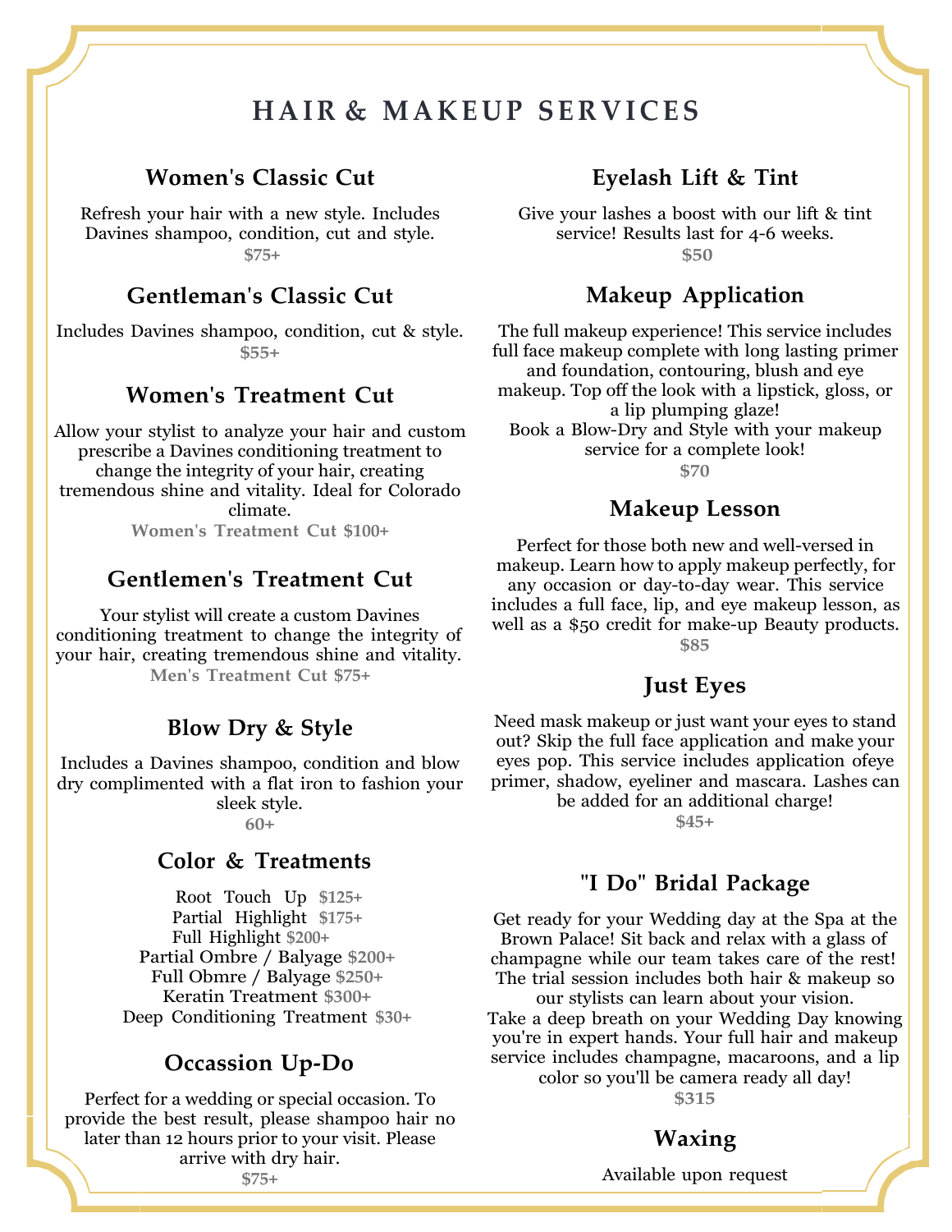# HAIR & MAKEUP SERVICES

## Women's Classic Cut

Refresh your hair with a new style. Includes Davines shampoo, condition, cut and style.

**$75+**

## Gentleman's Classic Cut

Includes Davines shampoo, condition, cut & style.

**$55+**

## Women's Treatment Cut

Allow your stylist to analyze your hair and custom prescribe a Davines conditioning treatment to change the integrity of your hair, creating tremendous shine and vitality. Ideal for Colorado climate.

**Women's Treatment Cut $100+**

## Gentlemen's Treatment Cut

Your stylist will create a custom Davines conditioning treatment to change the integrity of your hair, creating tremendous shine and vitality.

**Men's Treatment Cut $75+**

## Blow Dry & Style

Includes a Davines shampoo, condition and blow dry complimented with a flat iron to fashion your sleek style.

**60+**

## Color & Treatments

Root Touch Up **$125+**
Partial Highlight **$175+**
Full Highlight **$200+**
Partial Ombre / Balyage **$200+**
Full Obmre / Balyage **$250+**
Keratin Treatment **$300+**
Deep Conditioning Treatment **$30+**

## Occassion Up-Do

Perfect for a wedding or special occasion. To provide the best result, please shampoo hair no later than 12 hours prior to your visit. Please arrive with dry hair.

**$75+**

## Eyelash Lift & Tint

Give your lashes a boost with our lift & tint service! Results last for 4-6 weeks.

**$50**

## Makeup Application

The full makeup experience! This service includes full face makeup complete with long lasting primer and foundation, contouring, blush and eye makeup. Top off the look with a lipstick, gloss, or a lip plumping glaze!
Book a Blow-Dry and Style with your makeup service for a complete look!

**$70**

## Makeup Lesson

Perfect for those both new and well-versed in makeup. Learn how to apply makeup perfectly, for any occasion or day-to-day wear. This service includes a full face, lip, and eye makeup lesson, as well as a $50 credit for make-up Beauty products.

**$85**

## Just Eyes

Need mask makeup or just want your eyes to stand out? Skip the full face application and make your eyes pop. This service includes application ofeye primer, shadow, eyeliner and mascara. Lashes can be added for an additional charge!

**$45+**

## "I Do" Bridal Package

Get ready for your Wedding day at the Spa at the Brown Palace! Sit back and relax with a glass of champagne while our team takes care of the rest! The trial session includes both hair & makeup so our stylists can learn about your vision.
Take a deep breath on your Wedding Day knowing you're in expert hands. Your full hair and makeup service includes champagne, macaroons, and a lip color so you'll be camera ready all day!

**$315**

## Waxing

Available upon request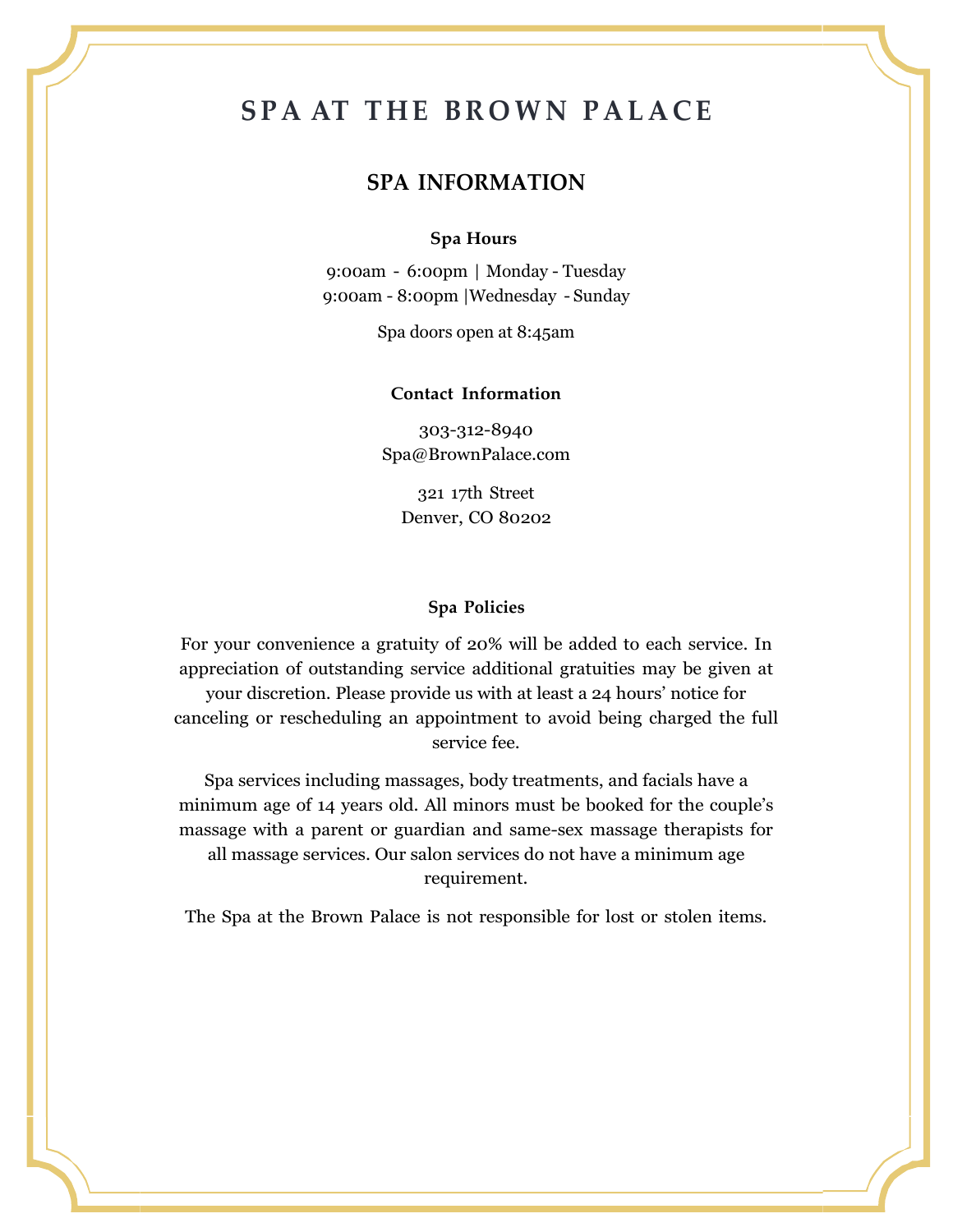# SPA AT THE BROWN PALACE

## SPA INFORMATION

### Spa Hours

9:00am - 6:00pm | Monday - Tuesday
9:00am - 8:00pm |Wednesday - Sunday

Spa doors open at 8:45am

### Contact Information

303-312-8940
Spa@BrownPalace.com

321 17th Street
Denver, CO 80202

### Spa Policies

For your convenience a gratuity of 20% will be added to each service. In appreciation of outstanding service additional gratuities may be given at your discretion. Please provide us with at least a 24 hours' notice for canceling or rescheduling an appointment to avoid being charged the full service fee.

Spa services including massages, body treatments, and facials have a minimum age of 14 years old. All minors must be booked for the couple's massage with a parent or guardian and same-sex massage therapists for all massage services. Our salon services do not have a minimum age requirement.

The Spa at the Brown Palace is not responsible for lost or stolen items.